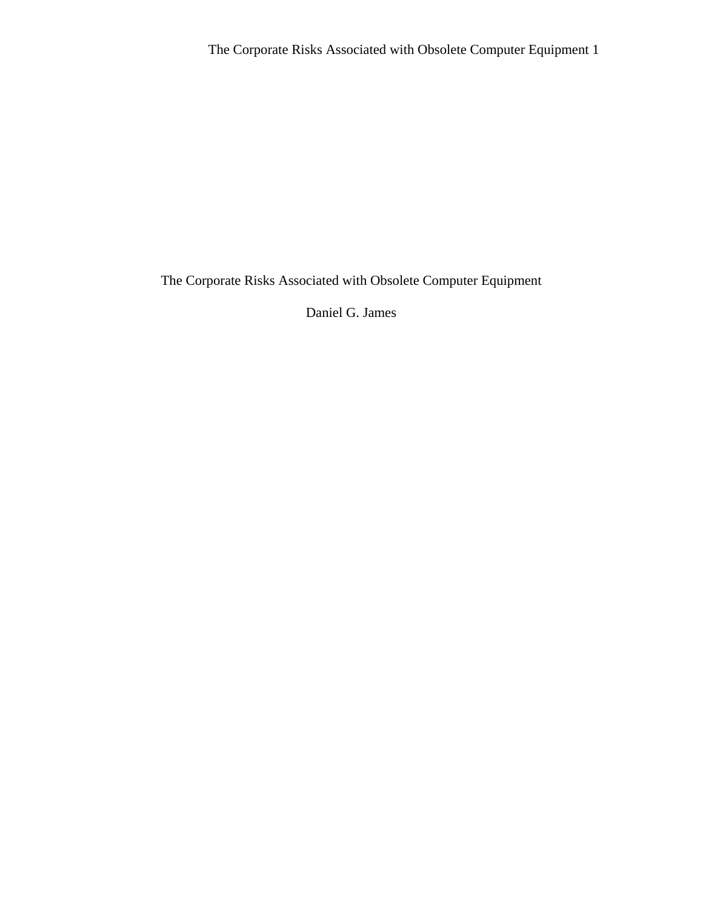# The Corporate Risks Associated with Obsolete Computer Equipment

Daniel G. James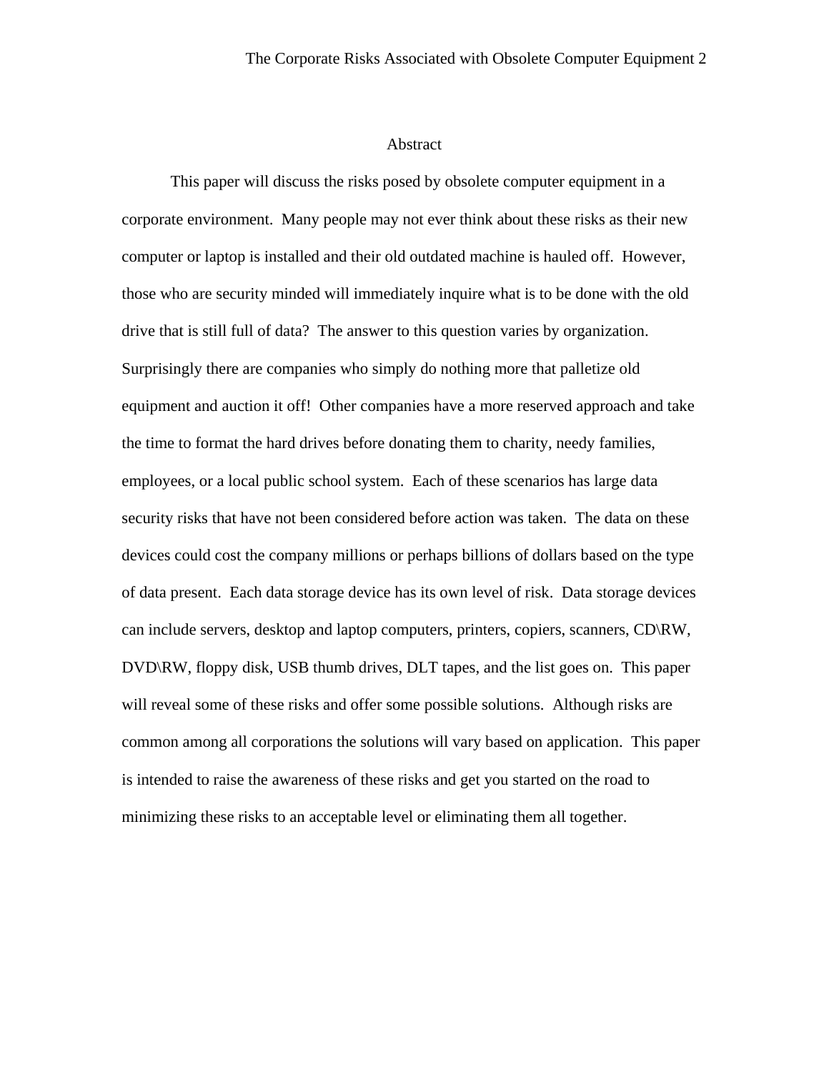# Abstract

This paper will discuss the risks posed by obsolete computer equipment in a corporate environment. Many people may not ever think about these risks as their new computer or laptop is installed and their old outdated machine is hauled off. However, those who are security minded will immediately inquire what is to be done with the old drive that is still full of data? The answer to this question varies by organization. Surprisingly there are companies who simply do nothing more that palletize old equipment and auction it off! Other companies have a more reserved approach and take the time to format the hard drives before donating them to charity, needy families, employees, or a local public school system. Each of these scenarios has large data security risks that have not been considered before action was taken. The data on these devices could cost the company millions or perhaps billions of dollars based on the type of data present. Each data storage device has its own level of risk. Data storage devices can include servers, desktop and laptop computers, printers, copiers, scanners, CD\RW, DVD\RW, floppy disk, USB thumb drives, DLT tapes, and the list goes on. This paper will reveal some of these risks and offer some possible solutions. Although risks are common among all corporations the solutions will vary based on application. This paper is intended to raise the awareness of these risks and get you started on the road to minimizing these risks to an acceptable level or eliminating them all together.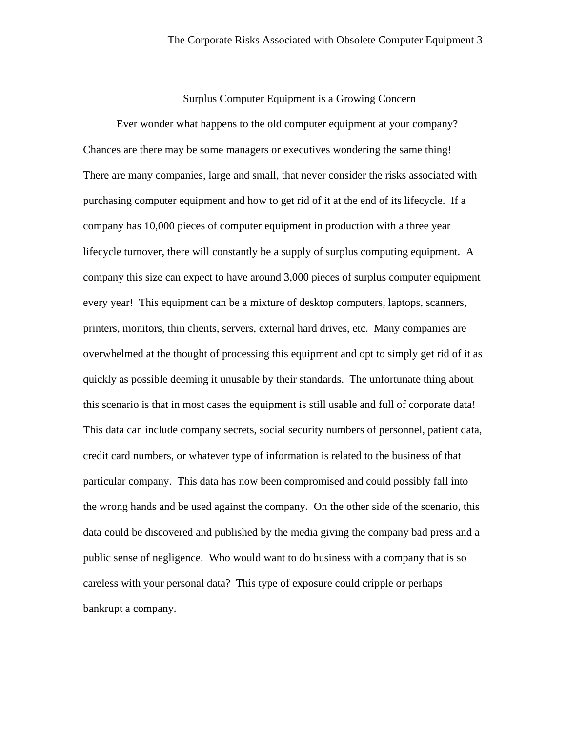## Surplus Computer Equipment is a Growing Concern

Ever wonder what happens to the old computer equipment at your company? Chances are there may be some managers or executives wondering the same thing! There are many companies, large and small, that never consider the risks associated with purchasing computer equipment and how to get rid of it at the end of its lifecycle. If a company has 10,000 pieces of computer equipment in production with a three year lifecycle turnover, there will constantly be a supply of surplus computing equipment. A company this size can expect to have around 3,000 pieces of surplus computer equipment every year! This equipment can be a mixture of desktop computers, laptops, scanners, printers, monitors, thin clients, servers, external hard drives, etc. Many companies are overwhelmed at the thought of processing this equipment and opt to simply get rid of it as quickly as possible deeming it unusable by their standards. The unfortunate thing about this scenario is that in most cases the equipment is still usable and full of corporate data! This data can include company secrets, social security numbers of personnel, patient data, credit card numbers, or whatever type of information is related to the business of that particular company. This data has now been compromised and could possibly fall into the wrong hands and be used against the company. On the other side of the scenario, this data could be discovered and published by the media giving the company bad press and a public sense of negligence. Who would want to do business with a company that is so careless with your personal data? This type of exposure could cripple or perhaps bankrupt a company.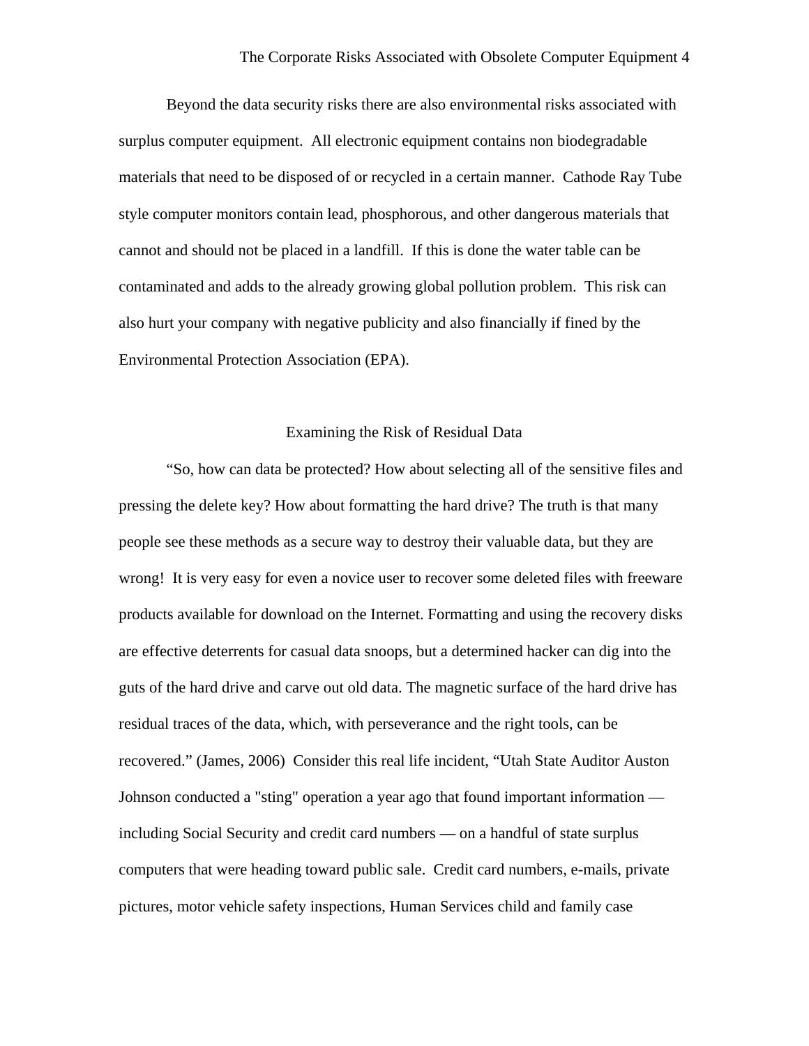Beyond the data security risks there are also environmental risks associated with surplus computer equipment.  All electronic equipment contains non biodegradable materials that need to be disposed of or recycled in a certain manner.  Cathode Ray Tube style computer monitors contain lead, phosphorous, and other dangerous materials that cannot and should not be placed in a landfill.  If this is done the water table can be contaminated and adds to the already growing global pollution problem.  This risk can also hurt your company with negative publicity and also financially if fined by the Environmental Protection Association (EPA).

## Examining the Risk of Residual Data

"So, how can data be protected? How about selecting all of the sensitive files and pressing the delete key? How about formatting the hard drive? The truth is that many people see these methods as a secure way to destroy their valuable data, but they are wrong!  It is very easy for even a novice user to recover some deleted files with freeware products available for download on the Internet. Formatting and using the recovery disks are effective deterrents for casual data snoops, but a determined hacker can dig into the guts of the hard drive and carve out old data. The magnetic surface of the hard drive has residual traces of the data, which, with perseverance and the right tools, can be recovered." (James, 2006)  Consider this real life incident, "Utah State Auditor Auston Johnson conducted a "sting" operation a year ago that found important information — including Social Security and credit card numbers — on a handful of state surplus computers that were heading toward public sale.  Credit card numbers, e-mails, private pictures, motor vehicle safety inspections, Human Services child and family case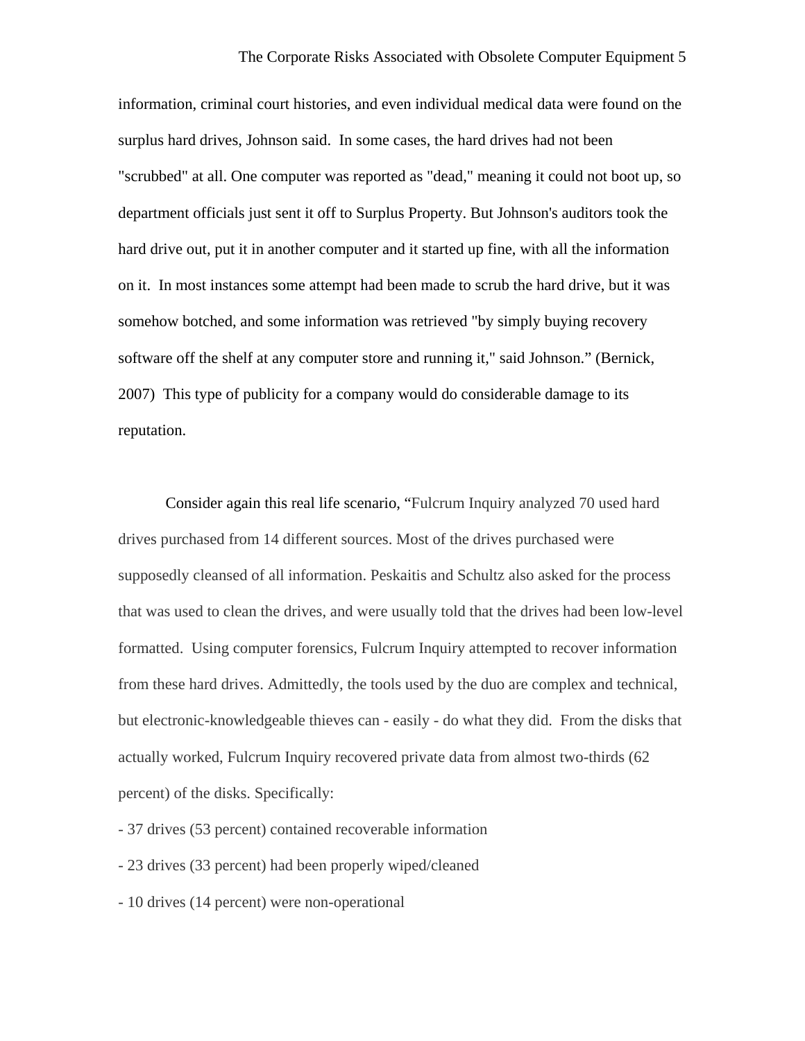information, criminal court histories, and even individual medical data were found on the surplus hard drives, Johnson said. In some cases, the hard drives had not been "scrubbed" at all. One computer was reported as "dead," meaning it could not boot up, so department officials just sent it off to Surplus Property. But Johnson's auditors took the hard drive out, put it in another computer and it started up fine, with all the information on it. In most instances some attempt had been made to scrub the hard drive, but it was somehow botched, and some information was retrieved "by simply buying recovery software off the shelf at any computer store and running it," said Johnson." (Bernick, 2007) This type of publicity for a company would do considerable damage to its reputation.

Consider again this real life scenario, "Fulcrum Inquiry analyzed 70 used hard drives purchased from 14 different sources. Most of the drives purchased were supposedly cleansed of all information. Peskaitis and Schultz also asked for the process that was used to clean the drives, and were usually told that the drives had been low-level formatted. Using computer forensics, Fulcrum Inquiry attempted to recover information from these hard drives. Admittedly, the tools used by the duo are complex and technical, but electronic-knowledgeable thieves can - easily - do what they did. From the disks that actually worked, Fulcrum Inquiry recovered private data from almost two-thirds (62 percent) of the disks. Specifically:

- 37 drives (53 percent) contained recoverable information
- 23 drives (33 percent) had been properly wiped/cleaned
- 10 drives (14 percent) were non-operational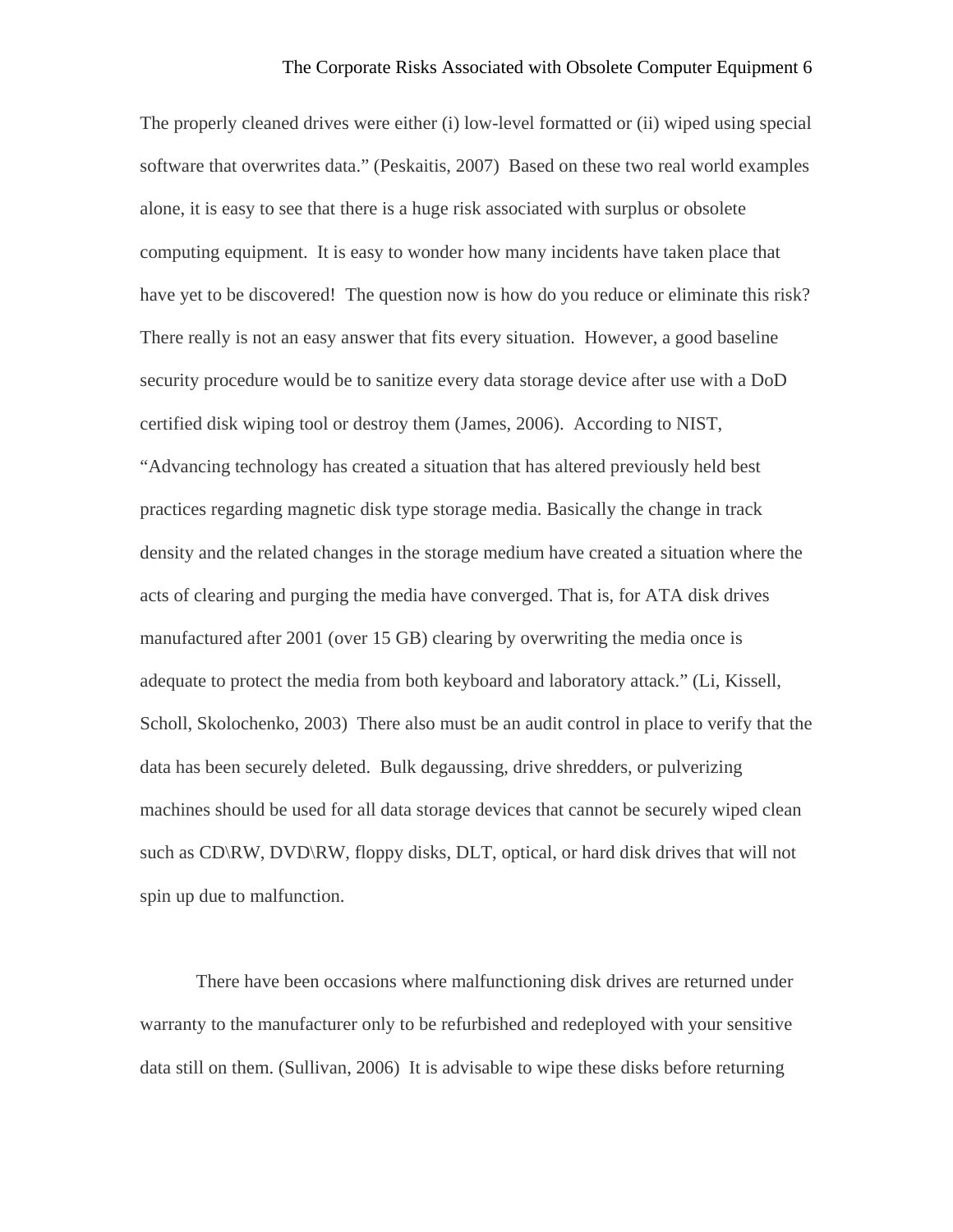The properly cleaned drives were either (i) low-level formatted or (ii) wiped using special software that overwrites data." (Peskaitis, 2007)  Based on these two real world examples alone, it is easy to see that there is a huge risk associated with surplus or obsolete computing equipment.  It is easy to wonder how many incidents have taken place that have yet to be discovered!  The question now is how do you reduce or eliminate this risk? There really is not an easy answer that fits every situation.  However, a good baseline security procedure would be to sanitize every data storage device after use with a DoD certified disk wiping tool or destroy them (James, 2006).  According to NIST, "Advancing technology has created a situation that has altered previously held best practices regarding magnetic disk type storage media. Basically the change in track density and the related changes in the storage medium have created a situation where the acts of clearing and purging the media have converged. That is, for ATA disk drives manufactured after 2001 (over 15 GB) clearing by overwriting the media once is adequate to protect the media from both keyboard and laboratory attack." (Li, Kissell, Scholl, Skolochenko, 2003)  There also must be an audit control in place to verify that the data has been securely deleted.  Bulk degaussing, drive shredders, or pulverizing machines should be used for all data storage devices that cannot be securely wiped clean such as CD\RW, DVD\RW, floppy disks, DLT, optical, or hard disk drives that will not spin up due to malfunction.

There have been occasions where malfunctioning disk drives are returned under warranty to the manufacturer only to be refurbished and redeployed with your sensitive data still on them. (Sullivan, 2006)  It is advisable to wipe these disks before returning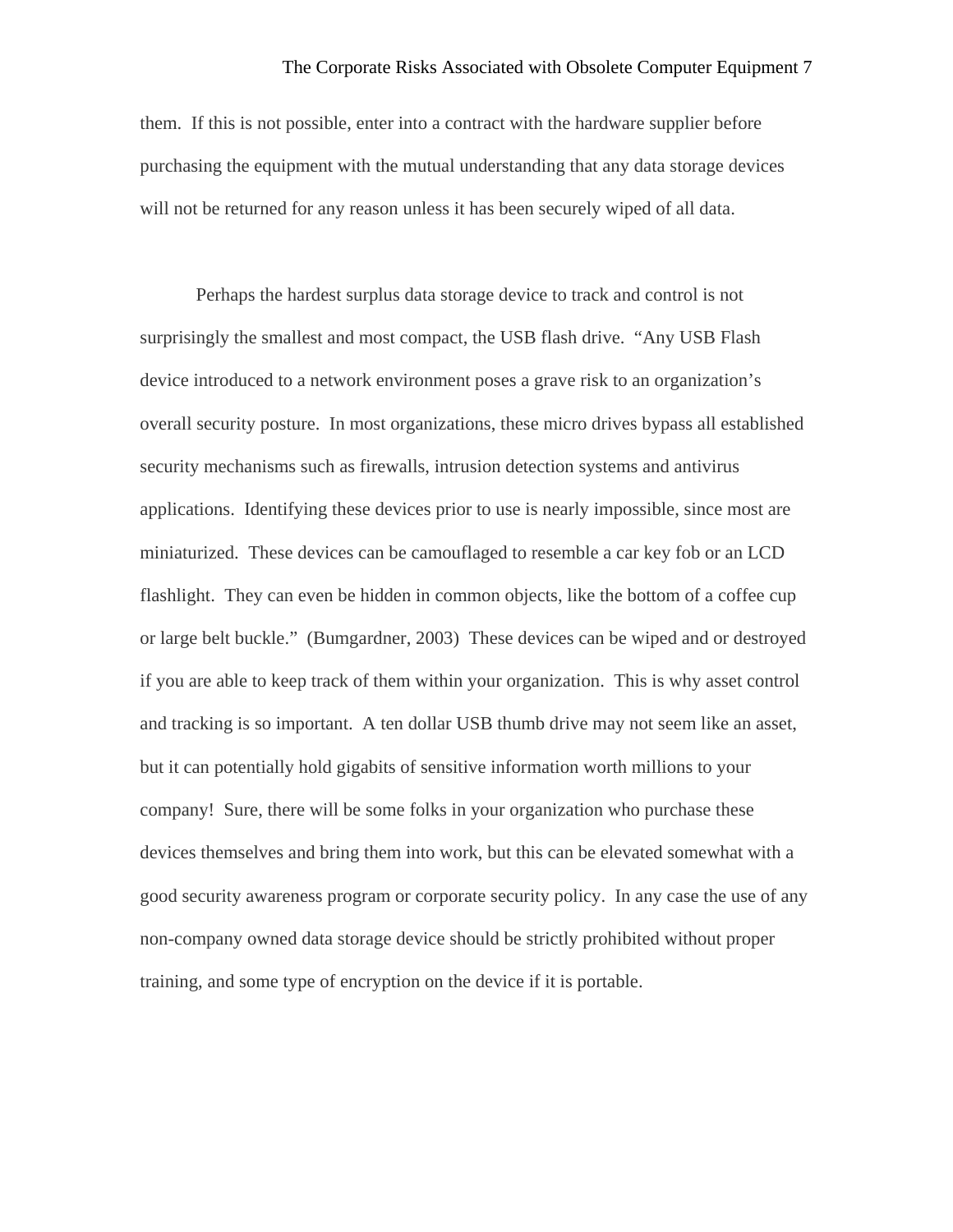them. If this is not possible, enter into a contract with the hardware supplier before purchasing the equipment with the mutual understanding that any data storage devices will not be returned for any reason unless it has been securely wiped of all data.

Perhaps the hardest surplus data storage device to track and control is not surprisingly the smallest and most compact, the USB flash drive. "Any USB Flash device introduced to a network environment poses a grave risk to an organization's overall security posture. In most organizations, these micro drives bypass all established security mechanisms such as firewalls, intrusion detection systems and antivirus applications. Identifying these devices prior to use is nearly impossible, since most are miniaturized. These devices can be camouflaged to resemble a car key fob or an LCD flashlight. They can even be hidden in common objects, like the bottom of a coffee cup or large belt buckle." (Bumgardner, 2003) These devices can be wiped and or destroyed if you are able to keep track of them within your organization. This is why asset control and tracking is so important. A ten dollar USB thumb drive may not seem like an asset, but it can potentially hold gigabits of sensitive information worth millions to your company! Sure, there will be some folks in your organization who purchase these devices themselves and bring them into work, but this can be elevated somewhat with a good security awareness program or corporate security policy. In any case the use of any non-company owned data storage device should be strictly prohibited without proper training, and some type of encryption on the device if it is portable.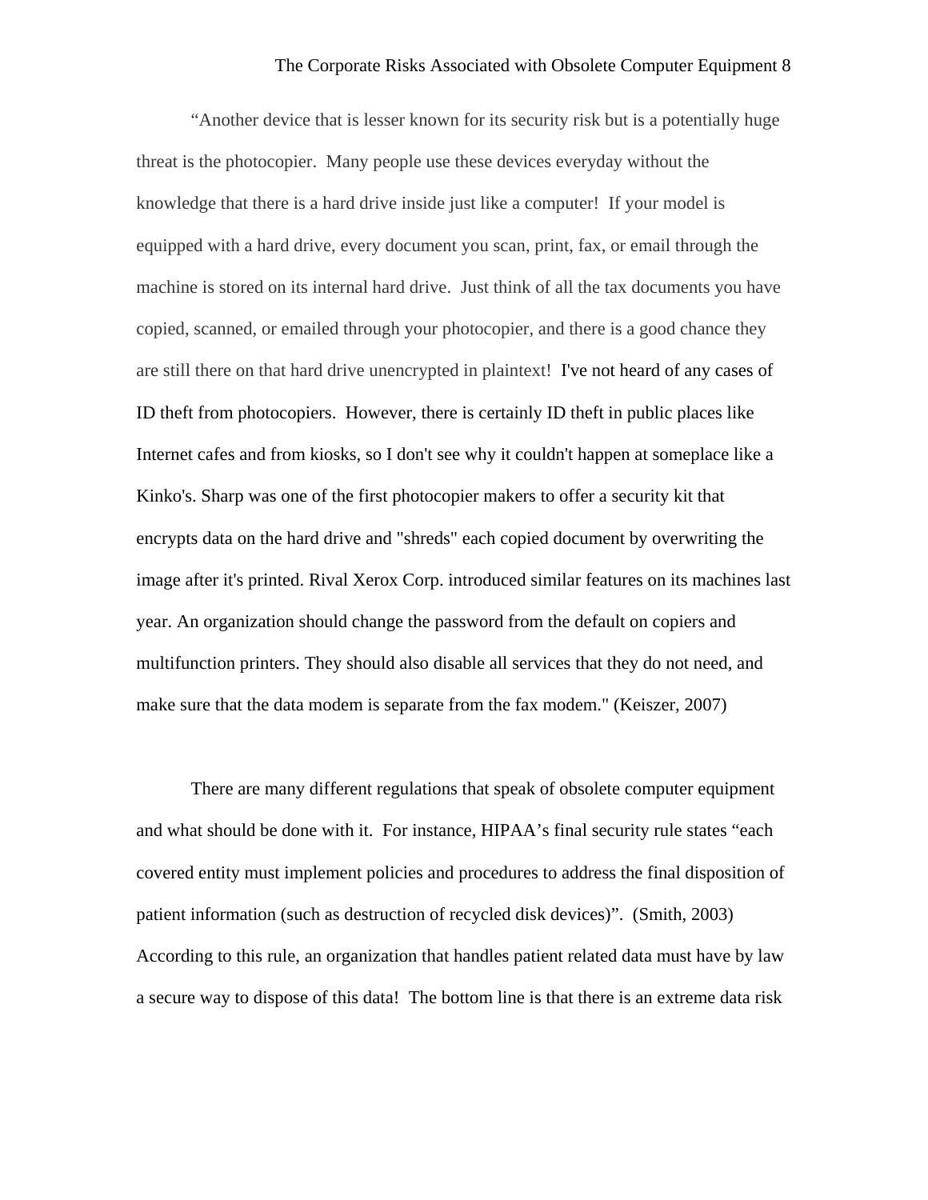"Another device that is lesser known for its security risk but is a potentially huge threat is the photocopier. Many people use these devices everyday without the knowledge that there is a hard drive inside just like a computer! If your model is equipped with a hard drive, every document you scan, print, fax, or email through the machine is stored on its internal hard drive. Just think of all the tax documents you have copied, scanned, or emailed through your photocopier, and there is a good chance they are still there on that hard drive unencrypted in plaintext! I've not heard of any cases of ID theft from photocopiers. However, there is certainly ID theft in public places like Internet cafes and from kiosks, so I don't see why it couldn't happen at someplace like a Kinko's. Sharp was one of the first photocopier makers to offer a security kit that encrypts data on the hard drive and "shreds" each copied document by overwriting the image after it's printed. Rival Xerox Corp. introduced similar features on its machines last year. An organization should change the password from the default on copiers and multifunction printers. They should also disable all services that they do not need, and make sure that the data modem is separate from the fax modem." (Keiszer, 2007)

There are many different regulations that speak of obsolete computer equipment and what should be done with it. For instance, HIPAA's final security rule states "each covered entity must implement policies and procedures to address the final disposition of patient information (such as destruction of recycled disk devices)". (Smith, 2003) According to this rule, an organization that handles patient related data must have by law a secure way to dispose of this data! The bottom line is that there is an extreme data risk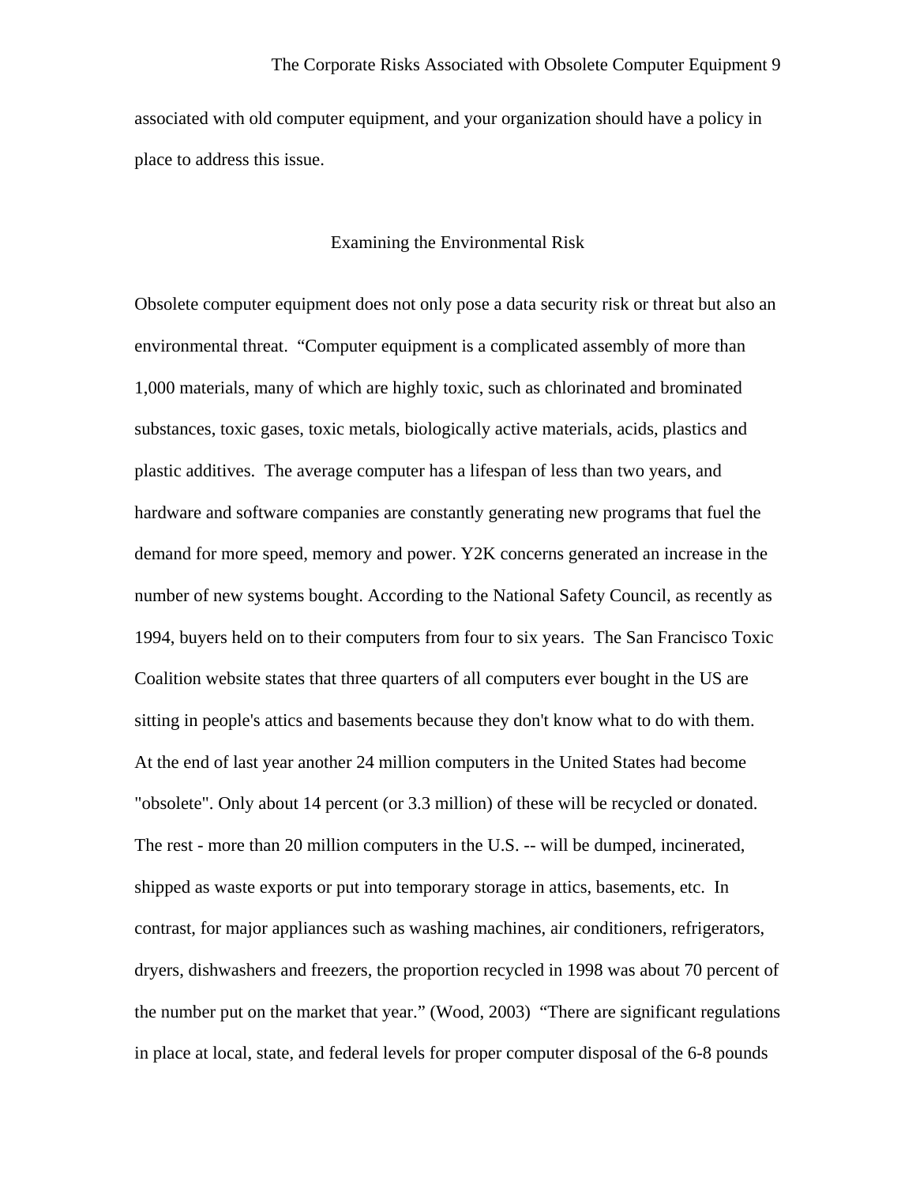associated with old computer equipment, and your organization should have a policy in place to address this issue.

## Examining the Environmental Risk

Obsolete computer equipment does not only pose a data security risk or threat but also an environmental threat. "Computer equipment is a complicated assembly of more than 1,000 materials, many of which are highly toxic, such as chlorinated and brominated substances, toxic gases, toxic metals, biologically active materials, acids, plastics and plastic additives. The average computer has a lifespan of less than two years, and hardware and software companies are constantly generating new programs that fuel the demand for more speed, memory and power. Y2K concerns generated an increase in the number of new systems bought. According to the National Safety Council, as recently as 1994, buyers held on to their computers from four to six years. The San Francisco Toxic Coalition website states that three quarters of all computers ever bought in the US are sitting in people's attics and basements because they don't know what to do with them. At the end of last year another 24 million computers in the United States had become "obsolete". Only about 14 percent (or 3.3 million) of these will be recycled or donated. The rest - more than 20 million computers in the U.S. -- will be dumped, incinerated, shipped as waste exports or put into temporary storage in attics, basements, etc. In contrast, for major appliances such as washing machines, air conditioners, refrigerators, dryers, dishwashers and freezers, the proportion recycled in 1998 was about 70 percent of the number put on the market that year." (Wood, 2003) "There are significant regulations in place at local, state, and federal levels for proper computer disposal of the 6-8 pounds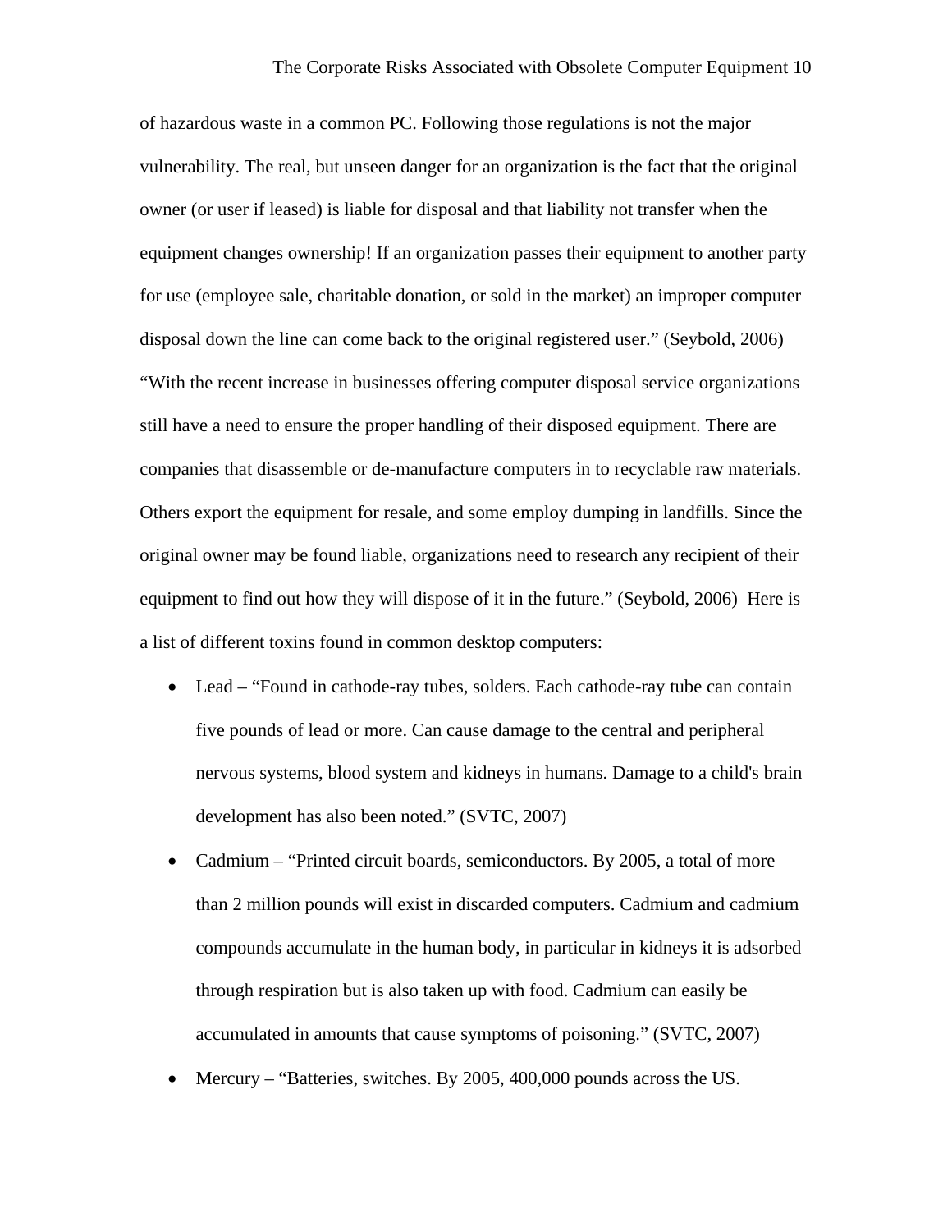of hazardous waste in a common PC. Following those regulations is not the major vulnerability. The real, but unseen danger for an organization is the fact that the original owner (or user if leased) is liable for disposal and that liability not transfer when the equipment changes ownership! If an organization passes their equipment to another party for use (employee sale, charitable donation, or sold in the market) an improper computer disposal down the line can come back to the original registered user." (Seybold, 2006) "With the recent increase in businesses offering computer disposal service organizations still have a need to ensure the proper handling of their disposed equipment. There are companies that disassemble or de-manufacture computers in to recyclable raw materials. Others export the equipment for resale, and some employ dumping in landfills. Since the original owner may be found liable, organizations need to research any recipient of their equipment to find out how they will dispose of it in the future." (Seybold, 2006) Here is a list of different toxins found in common desktop computers:

- Lead – "Found in cathode-ray tubes, solders. Each cathode-ray tube can contain five pounds of lead or more. Can cause damage to the central and peripheral nervous systems, blood system and kidneys in humans. Damage to a child's brain development has also been noted." (SVTC, 2007)
- Cadmium – "Printed circuit boards, semiconductors. By 2005, a total of more than 2 million pounds will exist in discarded computers. Cadmium and cadmium compounds accumulate in the human body, in particular in kidneys it is adsorbed through respiration but is also taken up with food. Cadmium can easily be accumulated in amounts that cause symptoms of poisoning." (SVTC, 2007)
- Mercury – "Batteries, switches. By 2005, 400,000 pounds across the US.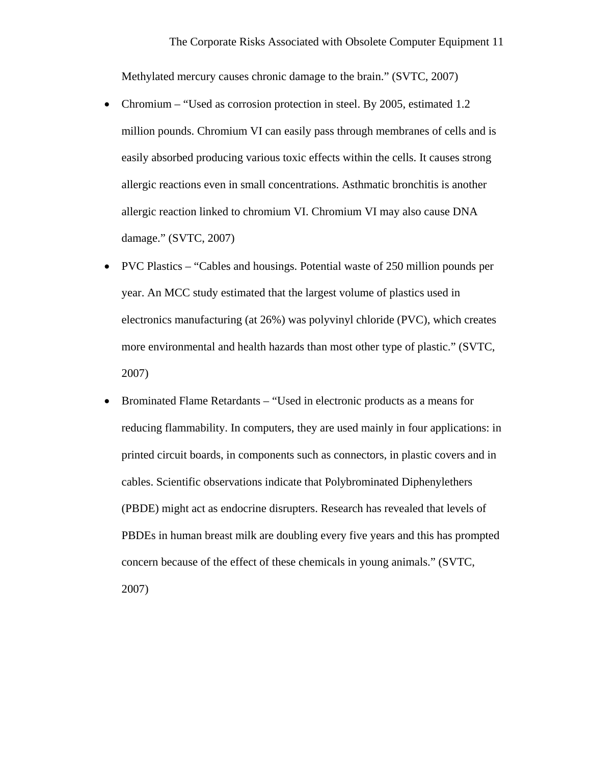Methylated mercury causes chronic damage to the brain.” (SVTC, 2007)

- Chromium – “Used as corrosion protection in steel. By 2005, estimated 1.2 million pounds. Chromium VI can easily pass through membranes of cells and is easily absorbed producing various toxic effects within the cells. It causes strong allergic reactions even in small concentrations. Asthmatic bronchitis is another allergic reaction linked to chromium VI. Chromium VI may also cause DNA damage.” (SVTC, 2007)
- PVC Plastics – “Cables and housings. Potential waste of 250 million pounds per year. An MCC study estimated that the largest volume of plastics used in electronics manufacturing (at 26%) was polyvinyl chloride (PVC), which creates more environmental and health hazards than most other type of plastic.” (SVTC, 2007)
- Brominated Flame Retardants – “Used in electronic products as a means for reducing flammability. In computers, they are used mainly in four applications: in printed circuit boards, in components such as connectors, in plastic covers and in cables. Scientific observations indicate that Polybrominated Diphenylethers (PBDE) might act as endocrine disrupters. Research has revealed that levels of PBDEs in human breast milk are doubling every five years and this has prompted concern because of the effect of these chemicals in young animals.” (SVTC, 2007)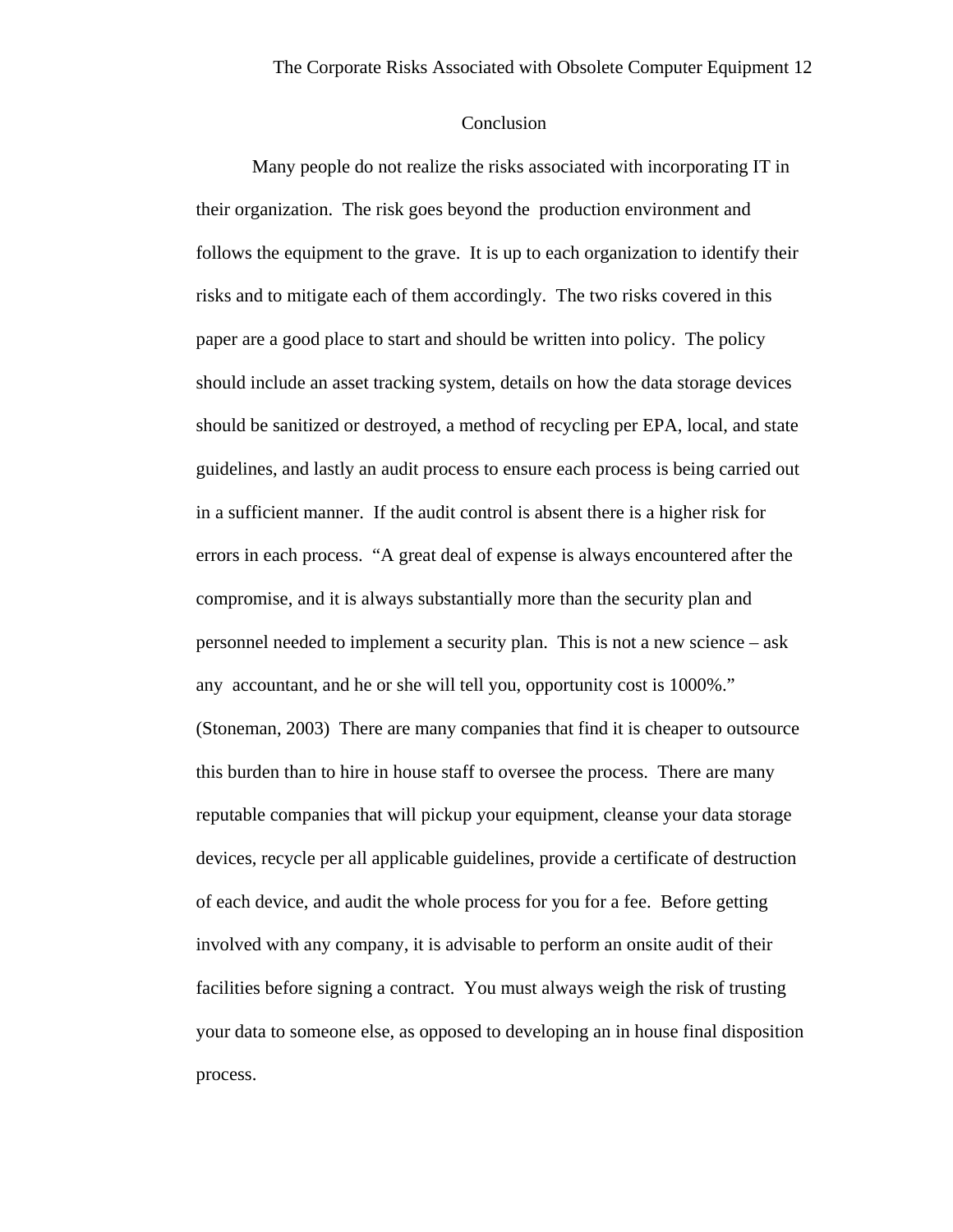## Conclusion

Many people do not realize the risks associated with incorporating IT in their organization. The risk goes beyond the production environment and follows the equipment to the grave. It is up to each organization to identify their risks and to mitigate each of them accordingly. The two risks covered in this paper are a good place to start and should be written into policy. The policy should include an asset tracking system, details on how the data storage devices should be sanitized or destroyed, a method of recycling per EPA, local, and state guidelines, and lastly an audit process to ensure each process is being carried out in a sufficient manner. If the audit control is absent there is a higher risk for errors in each process. "A great deal of expense is always encountered after the compromise, and it is always substantially more than the security plan and personnel needed to implement a security plan. This is not a new science – ask any accountant, and he or she will tell you, opportunity cost is 1000%." (Stoneman, 2003) There are many companies that find it is cheaper to outsource this burden than to hire in house staff to oversee the process. There are many reputable companies that will pickup your equipment, cleanse your data storage devices, recycle per all applicable guidelines, provide a certificate of destruction of each device, and audit the whole process for you for a fee. Before getting involved with any company, it is advisable to perform an onsite audit of their facilities before signing a contract. You must always weigh the risk of trusting your data to someone else, as opposed to developing an in house final disposition process.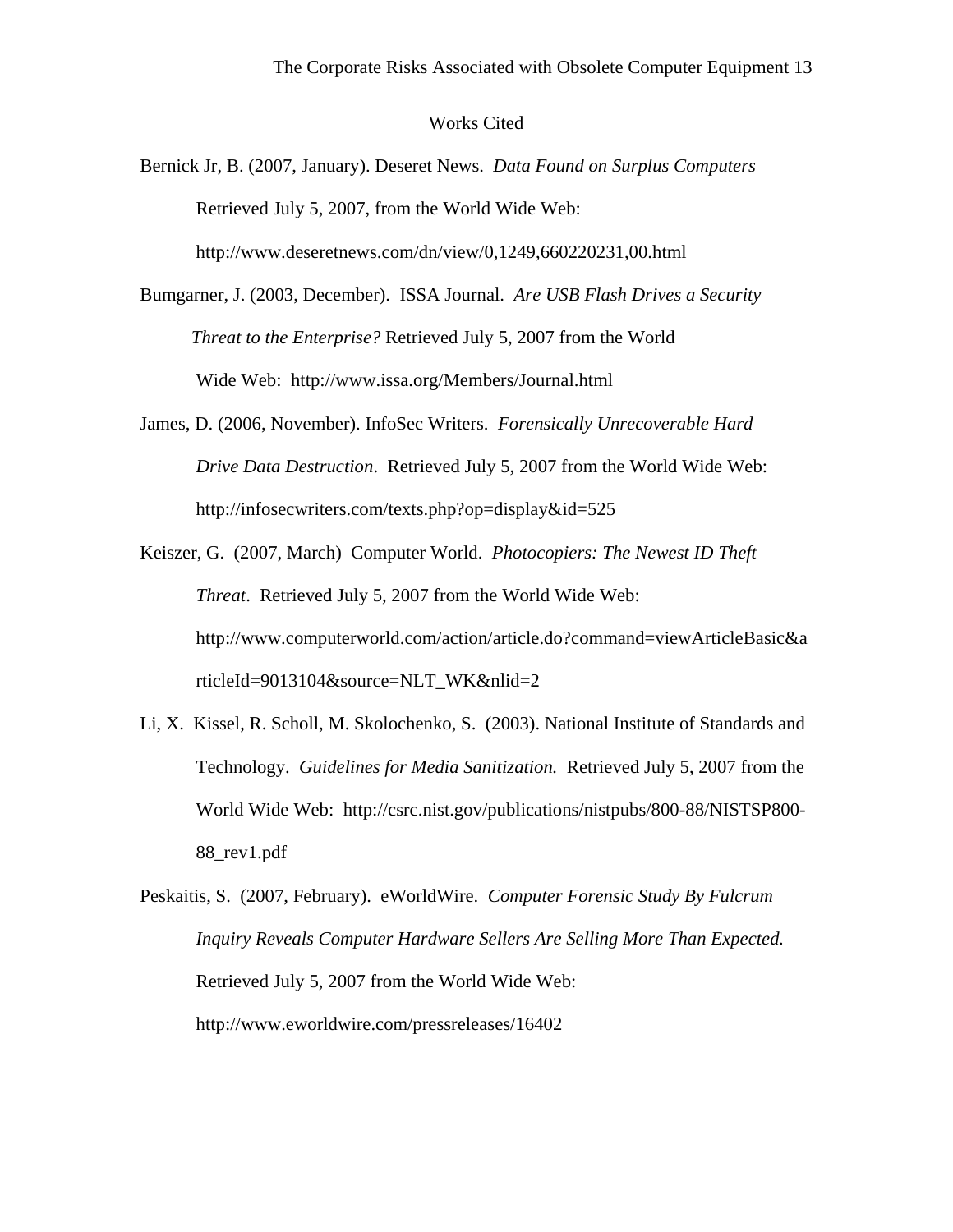# Works Cited

Bernick Jr, B. (2007, January). Deseret News. *Data Found on Surplus Computers* Retrieved July 5, 2007, from the World Wide Web: http://www.deseretnews.com/dn/view/0,1249,660220231,00.html

Bumgarner, J. (2003, December). ISSA Journal. *Are USB Flash Drives a Security Threat to the Enterprise?* Retrieved July 5, 2007 from the World Wide Web: http://www.issa.org/Members/Journal.html

James, D. (2006, November). InfoSec Writers. *Forensically Unrecoverable Hard Drive Data Destruction*. Retrieved July 5, 2007 from the World Wide Web: http://infosecwriters.com/texts.php?op=display&id=525

Keiszer, G. (2007, March) Computer World. *Photocopiers: The Newest ID Theft Threat*. Retrieved July 5, 2007 from the World Wide Web: http://www.computerworld.com/action/article.do?command=viewArticleBasic&articleId=9013104&source=NLT_WK&nlid=2

Li, X. Kissel, R. Scholl, M. Skolochenko, S. (2003). National Institute of Standards and Technology. *Guidelines for Media Sanitization.* Retrieved July 5, 2007 from the World Wide Web: http://csrc.nist.gov/publications/nistpubs/800-88/NISTSP800-88_rev1.pdf

Peskaitis, S. (2007, February). eWorldWire. *Computer Forensic Study By Fulcrum Inquiry Reveals Computer Hardware Sellers Are Selling More Than Expected.* Retrieved July 5, 2007 from the World Wide Web: http://www.eworldwire.com/pressreleases/16402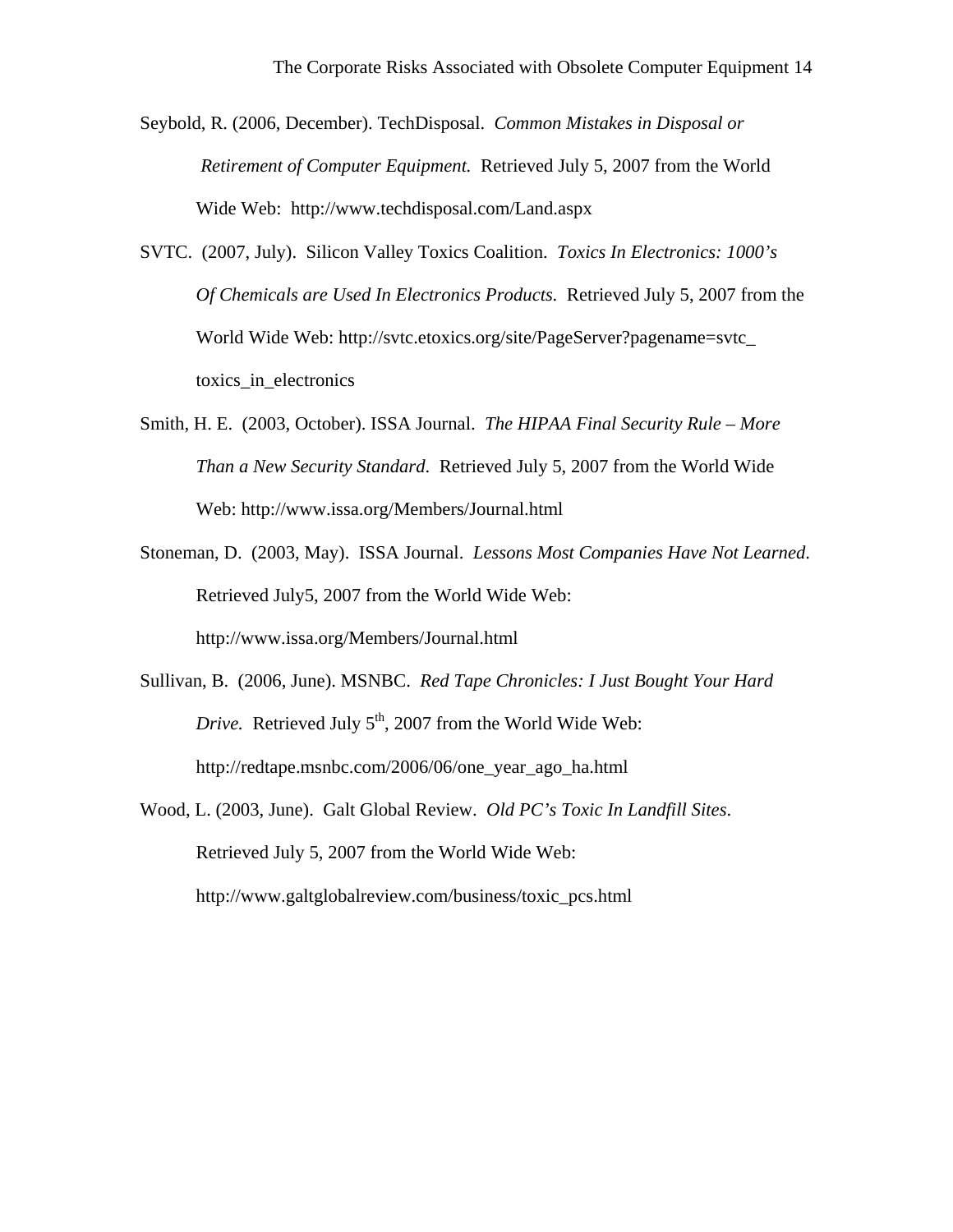Seybold, R. (2006, December). TechDisposal. *Common Mistakes in Disposal or Retirement of Computer Equipment.* Retrieved July 5, 2007 from the World Wide Web: http://www.techdisposal.com/Land.aspx

SVTC. (2007, July). Silicon Valley Toxics Coalition. *Toxics In Electronics: 1000's Of Chemicals are Used In Electronics Products.* Retrieved July 5, 2007 from the World Wide Web: http://svtc.etoxics.org/site/PageServer?pagename=svtc_toxics_in_electronics

Smith, H. E. (2003, October). ISSA Journal. *The HIPAA Final Security Rule – More Than a New Security Standard*. Retrieved July 5, 2007 from the World Wide Web: http://www.issa.org/Members/Journal.html

Stoneman, D. (2003, May). ISSA Journal. *Lessons Most Companies Have Not Learned*. Retrieved July5, 2007 from the World Wide Web: http://www.issa.org/Members/Journal.html

Sullivan, B. (2006, June). MSNBC. *Red Tape Chronicles: I Just Bought Your Hard Drive.* Retrieved July 5th, 2007 from the World Wide Web: http://redtape.msnbc.com/2006/06/one_year_ago_ha.html

Wood, L. (2003, June). Galt Global Review. *Old PC's Toxic In Landfill Sites*. Retrieved July 5, 2007 from the World Wide Web: http://www.galtglobalreview.com/business/toxic_pcs.html